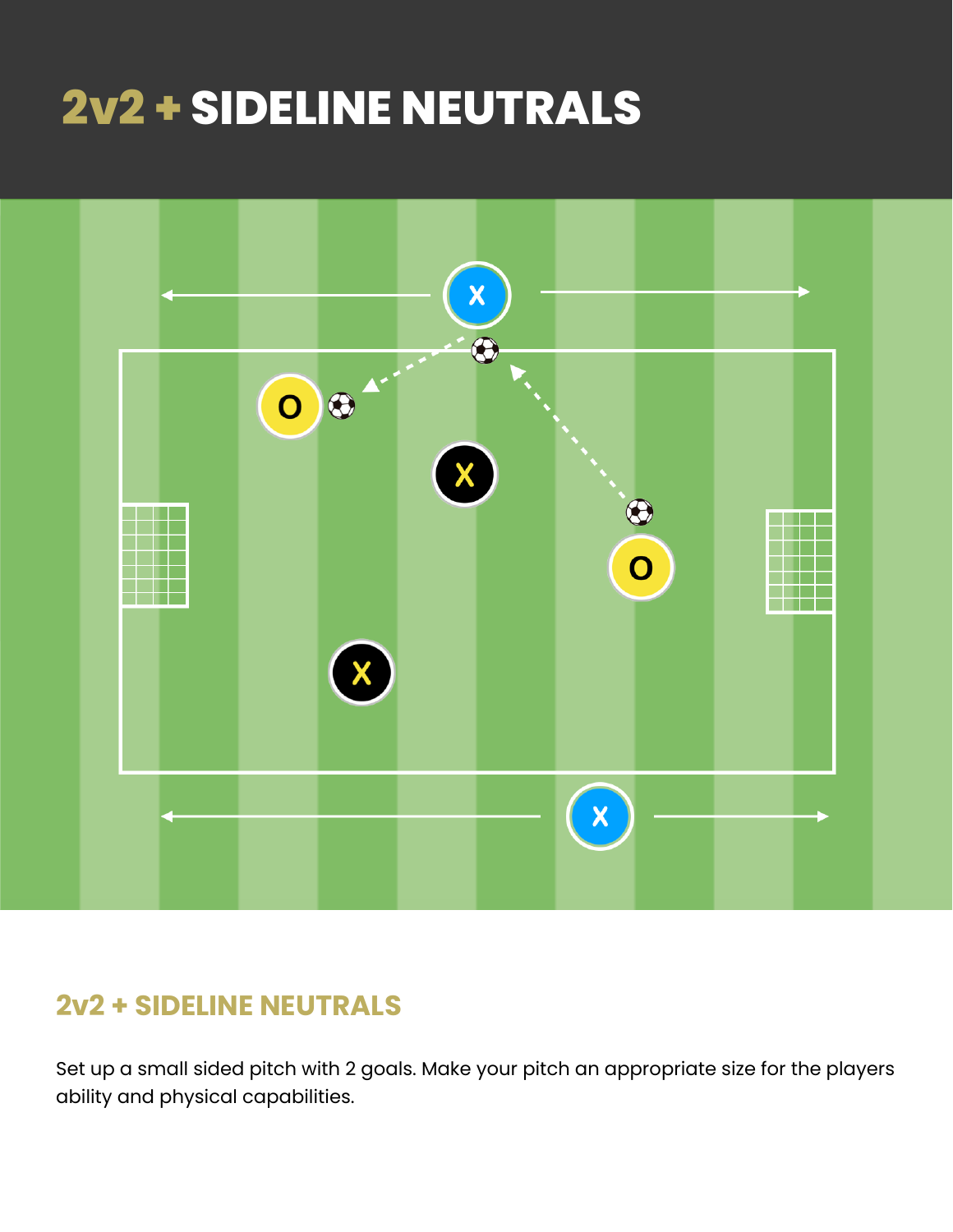# 2v2 + SIDELINE NEUTRALS

## 2v2 + SIDELINE NEUTRALS

Set up a small sided pitch with 2 goals. Make your pitch an appropriate size for the players ability and physical capabilities.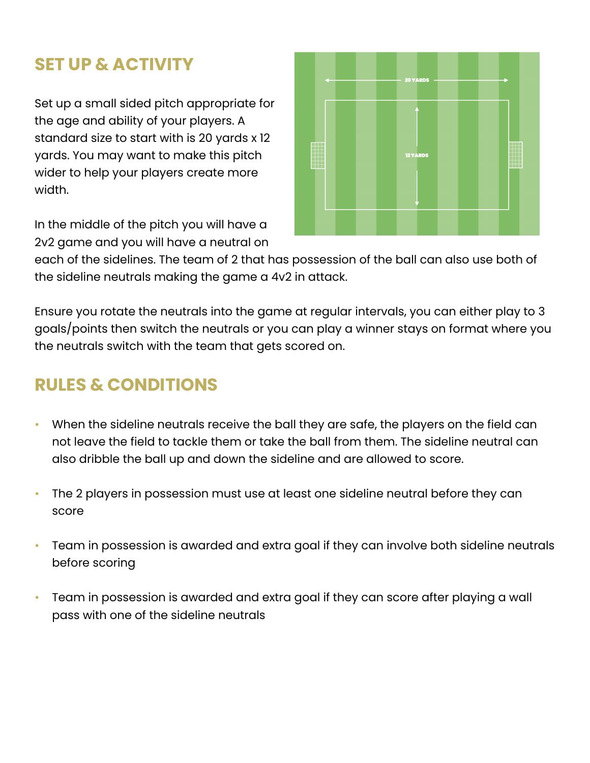## SET UP & ACTIVITY

Set up a small sided pitch appropriate for the age and ability of your players. A standard size to start with is 20 yards x 12 yards. You may want to make this pitch wider to help your players create more width.

20 YARDS

12 YARDS

In the middle of the pitch you will have a 2v2 game and you will have a neutral on each of the sidelines. The team of 2 that has possession of the ball can also use both of the sideline neutrals making the game a 4v2 in attack.

Ensure you rotate the neutrals into the game at regular intervals, you can either play to 3 goals/points then switch the neutrals or you can play a winner stays on format where you the neutrals switch with the team that gets scored on.

## RULES & CONDITIONS

- When the sideline neutrals receive the ball they are safe, the players on the field can not leave the field to tackle them or take the ball from them. The sideline neutral can also dribble the ball up and down the sideline and are allowed to score.
- The 2 players in possession must use at least one sideline neutral before they can score
- Team in possession is awarded and extra goal if they can involve both sideline neutrals before scoring
- Team in possession is awarded and extra goal if they can score after playing a wall pass with one of the sideline neutrals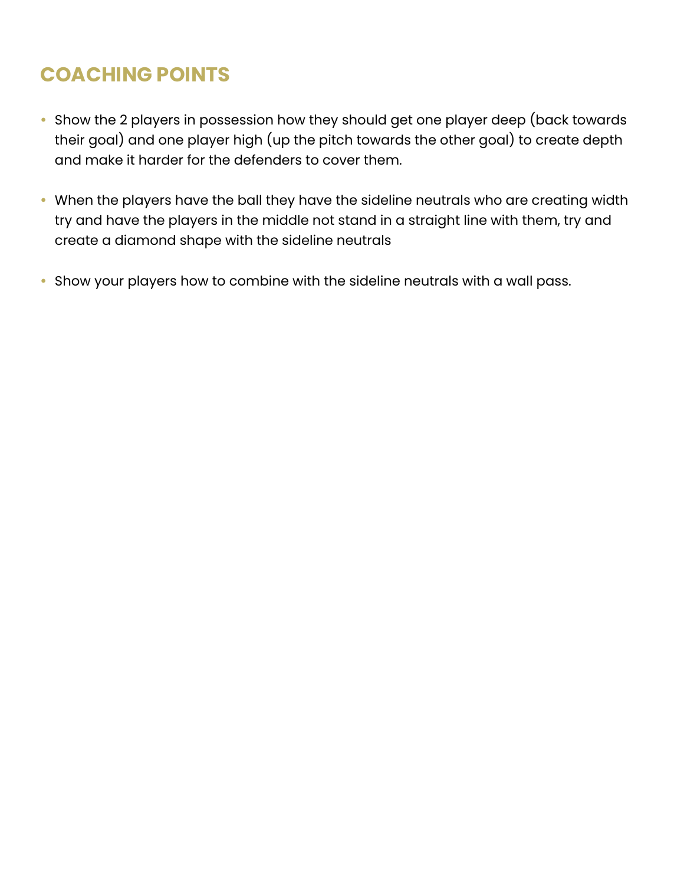## COACHING POINTS

- Show the 2 players in possession how they should get one player deep (back towards their goal) and one player high (up the pitch towards the other goal) to create depth and make it harder for the defenders to cover them.

- When the players have the ball they have the sideline neutrals who are creating width try and have the players in the middle not stand in a straight line with them, try and create a diamond shape with the sideline neutrals

- Show your players how to combine with the sideline neutrals with a wall pass.